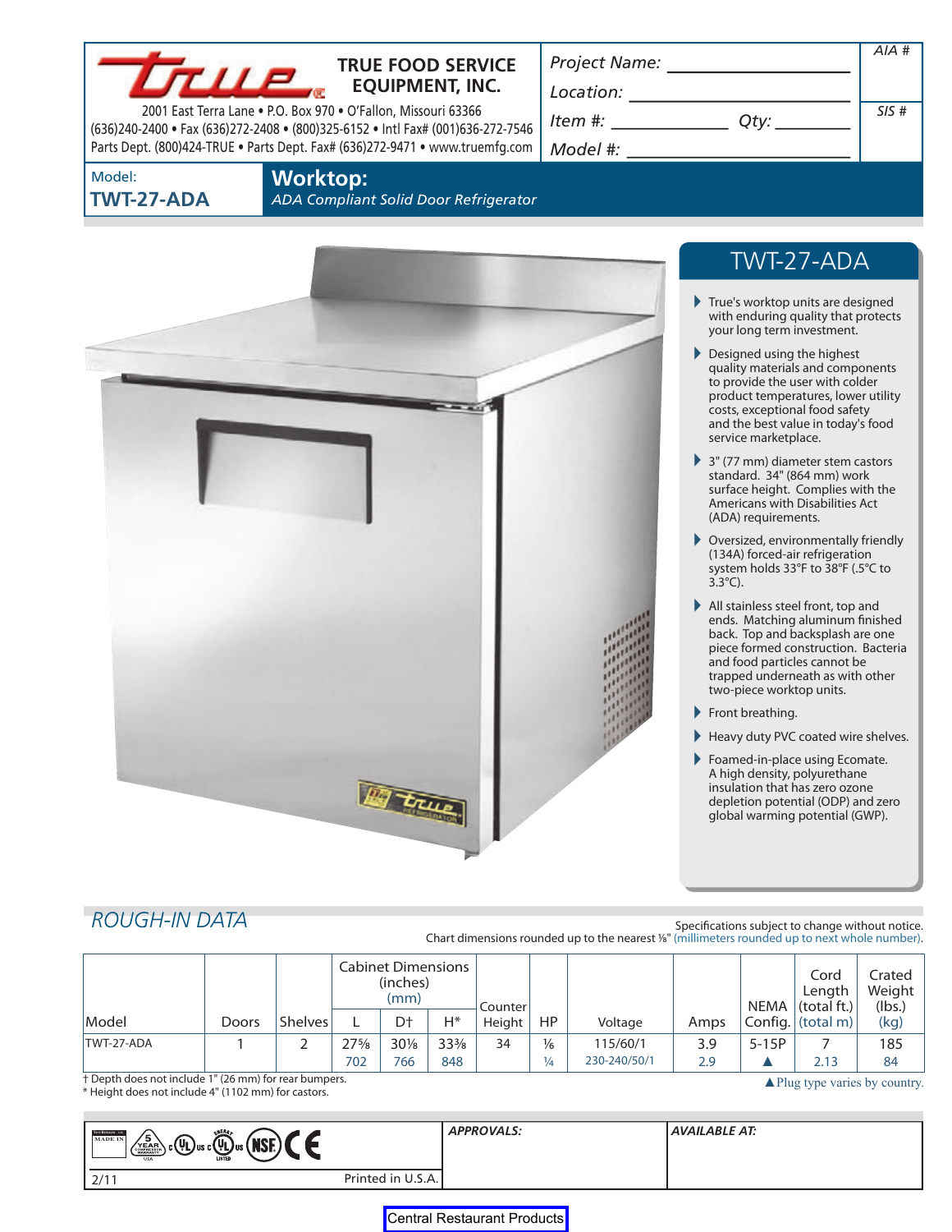# TRUE FOOD SERVICE EQUIPMENT, INC.

2001 East Terra Lane • P.O. Box 970 • O'Fallon, Missouri 63366
(636)240-2400 • Fax (636)272-2408 • (800)325-6152 • Intl Fax# (001)636-272-7546
Parts Dept. (800)424-TRUE • Parts Dept. Fax# (636)272-9471 • www.truemfg.com

Project Name: ____________________

Location: ____________________

Item #: ____________ Qty: ________

Model #: ____________________

AIA #

SIS #

Model: **TWT-27-ADA**

## Worktop:

*ADA Compliant Solid Door Refrigerator*

## TWT-27-ADA

- True's worktop units are designed with enduring quality that protects your long term investment.
- Designed using the highest quality materials and components to provide the user with colder product temperatures, lower utility costs, exceptional food safety and the best value in today's food service marketplace.
- 3" (77 mm) diameter stem castors standard. 34" (864 mm) work surface height. Complies with the Americans with Disabilities Act (ADA) requirements.
- Oversized, environmentally friendly (134A) forced-air refrigeration system holds 33°F to 38°F (.5°C to 3.3°C).
- All stainless steel front, top and ends. Matching aluminum finished back. Top and backsplash are one piece formed construction. Bacteria and food particles cannot be trapped underneath as with other two-piece worktop units.
- Front breathing.
- Heavy duty PVC coated wire shelves.
- Foamed-in-place using Ecomate. A high density, polyurethane insulation that has zero ozone depletion potential (ODP) and zero global warming potential (GWP).

## ROUGH-IN DATA

Specifications subject to change without notice.
Chart dimensions rounded up to the nearest ⅛" (millimeters rounded up to next whole number).

| Model | Doors | Shelves | Cabinet Dimensions (inches) (mm) L | D† | H* | Counter Height | HP | Voltage | Amps | NEMA Config. | Cord Length (total ft.) (total m) | Crated Weight (lbs.) (kg) |
|---|---|---|---|---|---|---|---|---|---|---|---|---|
| TWT-27-ADA | 1 | 2 | 27⅝ | 30⅛ | 33⅜ | 34 | ⅙ | 115/60/1 | 3.9 | 5-15P | 7 | 185 |
| | | | 702 | 766 | 848 | | ¼ | 230-240/50/1 | 2.9 | ▲ | 2.13 | 84 |

† Depth does not include 1" (26 mm) for rear bumpers.
\* Height does not include 4" (1102 mm) for castors.

▲Plug type varies by country.

APPROVALS:

AVAILABLE AT:

2/11 Printed in U.S.A.

Central Restaurant Products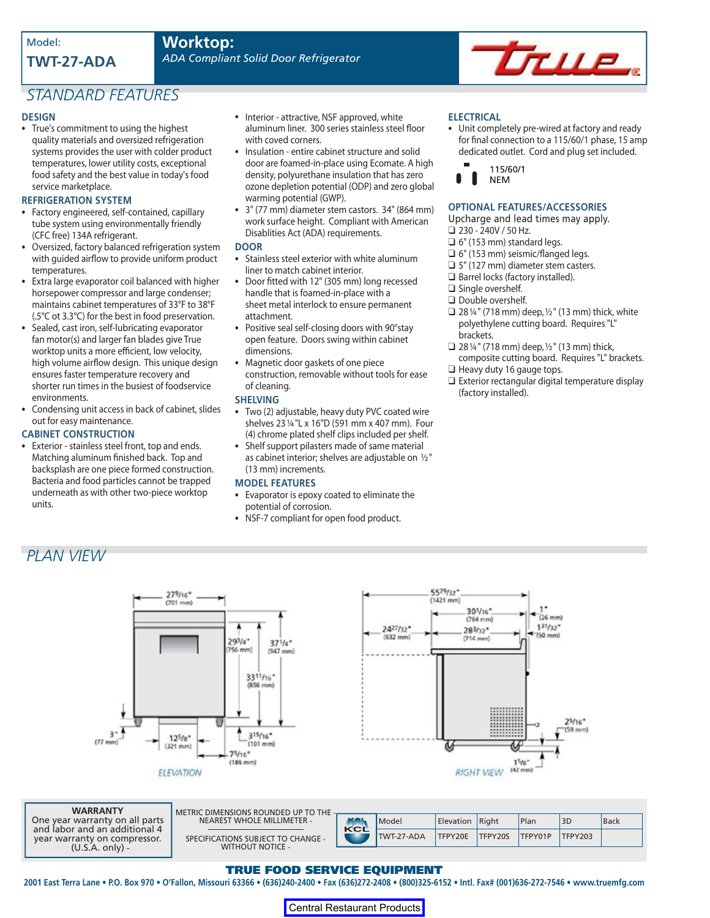Model:

**TWT-27-ADA**

# Worktop:

*ADA Compliant Solid Door Refrigerator*

## STANDARD FEATURES

### DESIGN

- True's commitment to using the highest quality materials and oversized refrigeration systems provides the user with colder product temperatures, lower utility costs, exceptional food safety and the best value in today's food service marketplace.

### REFRIGERATION SYSTEM

- Factory engineered, self-contained, capillary tube system using environmentally friendly (CFC free) 134A refrigerant.
- Oversized, factory balanced refrigeration system with guided airflow to provide uniform product temperatures.
- Extra large evaporator coil balanced with higher horsepower compressor and large condenser; maintains cabinet temperatures of 33°F to 38°F (.5°C ot 3.3°C) for the best in food preservation.
- Sealed, cast iron, self-lubricating evaporator fan motor(s) and larger fan blades give True worktop units a more efficient, low velocity, high volume airflow design. This unique design ensures faster temperature recovery and shorter run times in the busiest of foodservice environments.
- Condensing unit access in back of cabinet, slides out for easy maintenance.

### CABINET CONSTRUCTION

- Exterior - stainless steel front, top and ends. Matching aluminum finished back. Top and backsplash are one piece formed construction. Bacteria and food particles cannot be trapped underneath as with other two-piece worktop units.
- Interior - attractive, NSF approved, white aluminum liner. 300 series stainless steel floor with coved corners.
- Insulation - entire cabinet structure and solid door are foamed-in-place using Ecomate. A high density, polyurethane insulation that has zero ozone depletion potential (ODP) and zero global warming potential (GWP).
- 3" (77 mm) diameter stem castors. 34" (864 mm) work surface height. Compliant with American Disabilties Act (ADA) requirements.

### DOOR

- Stainless steel exterior with white aluminum liner to match cabinet interior.
- Door fitted with 12" (305 mm) long recessed handle that is foamed-in-place with a sheet metal interlock to ensure permanent attachment.
- Positive seal self-closing doors with 90°stay open feature. Doors swing within cabinet dimensions.
- Magnetic door gaskets of one piece construction, removable without tools for ease of cleaning.

### SHELVING

- Two (2) adjustable, heavy duty PVC coated wire shelves 23¼"L x 16"D (591 mm x 407 mm). Four (4) chrome plated shelf clips included per shelf.
- Shelf support pilasters made of same material as cabinet interior; shelves are adjustable on ½" (13 mm) increments.

### MODEL FEATURES

- Evaporator is epoxy coated to eliminate the potential of corrosion.
- NSF-7 compliant for open food product.

### ELECTRICAL

- Unit completely pre-wired at factory and ready for final connection to a 115/60/1 phase, 15 amp dedicated outlet. Cord and plug set included.

115/60/1
NEM

### OPTIONAL FEATURES/ACCESSORIES

Upcharge and lead times may apply.

- ❑ 230 - 240V / 50 Hz.
- ❑ 6" (153 mm) standard legs.
- ❑ 6" (153 mm) seismic/flanged legs.
- ❑ 5" (127 mm) diameter stem casters.
- ❑ Barrel locks (factory installed).
- ❑ Single overshelf.
- ❑ Double overshelf.
- ❑ 28¼" (718 mm) deep, ½" (13 mm) thick, white polyethylene cutting board. Requires "L" brackets.
- ❑ 28¼" (718 mm) deep, ½" (13 mm) thick, composite cutting board. Requires "L" brackets.
- ❑ Heavy duty 16 gauge tops.
- ❑ Exterior rectangular digital temperature display (factory installed).

## PLAN VIEW

27⁹⁄₁₆" (701 mm)
29³⁄₄" (756 mm)
37¹⁄₄" (947 mm)
33¹¹⁄₁₆" (856 mm)
3" (77 mm)
12⁵⁄₈" (321 mm)
3¹⁵⁄₁₆" (101 mm)
7⁵⁄₁₆" (186 mm)

ELEVATION

55²⁹⁄₃₂" (1421 mm)
24²⁷⁄₃₂" (632 mm)
30¹⁄₁₆" (764 mm)
28³⁄₃₂" (714 mm)
1" (26 mm)
1³¹⁄₃₂" (50 mm)
2⁵⁄₁₆" (59 mm)
1⁵⁄₈" (42 mm)

RIGHT VIEW

**WARRANTY**
One year warranty on all parts and labor and an additional 4 year warranty on compressor. (U.S.A. only) -

METRIC DIMENSIONS ROUNDED UP TO THE NEAREST WHOLE MILLIMETER -

SPECIFICATIONS SUBJECT TO CHANGE WITHOUT NOTICE -

| Model | Elevation | Right | Plan | 3D | Back |
|---|---|---|---|---|---|
| TWT-27-ADA | TFPY20E | TFPY20S | TFPY01P | TFPY203 | |

**TRUE FOOD SERVICE EQUIPMENT**

2001 East Terra Lane • P.O. Box 970 • O'Fallon, Missouri 63366 • (636)240-2400 • Fax (636)272-2408 • (800)325-6152 • Intl. Fax# (001)636-272-7546 • www.truemfg.com

Central Restaurant Products